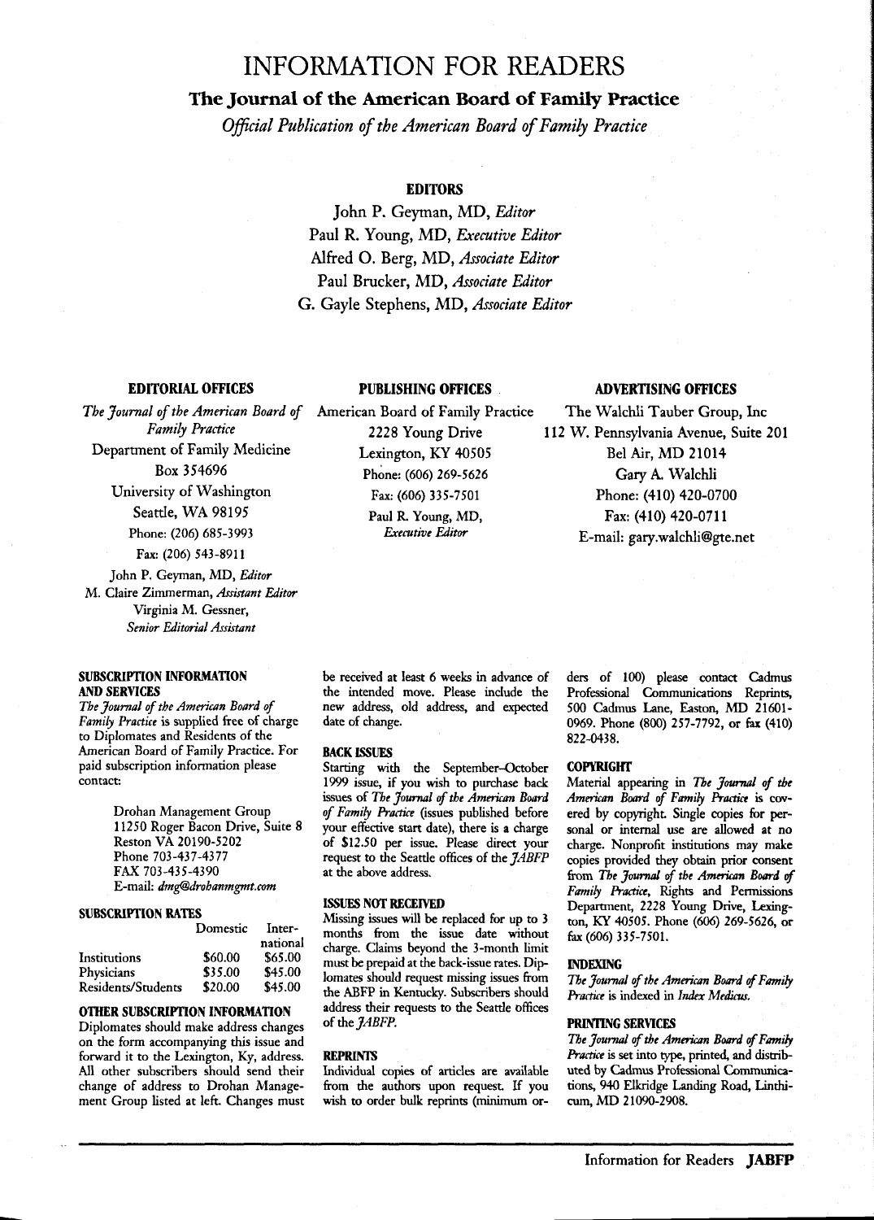# INFORMATION FOR READERS

## The Journal of the American Board of Family Practice

*Official Publication of the American Board of Family Practice*

### EDITORS

John P. Geyman, MD, *Editor*
Paul R. Young, MD, *Executive Editor*
Alfred O. Berg, MD, *Associate Editor*
Paul Brucker, MD, *Associate Editor*
G. Gayle Stephens, MD, *Associate Editor*

### EDITORIAL OFFICES

*The Journal of the American Board of Family Practice*
Department of Family Medicine
Box 354696
University of Washington
Seattle, WA 98195
Phone: (206) 685-3993
Fax: (206) 543-8911

John P. Geyman, MD, *Editor*
M. Claire Zimmerman, *Assistant Editor*
Virginia M. Gessner, *Senior Editorial Assistant*

### PUBLISHING OFFICES

American Board of Family Practice
2228 Young Drive
Lexington, KY 40505
Phone: (606) 269-5626
Fax: (606) 335-7501
Paul R. Young, MD, *Executive Editor*

### ADVERTISING OFFICES

The Walchli Tauber Group, Inc
112 W. Pennsylvania Avenue, Suite 201
Bel Air, MD 21014
Gary A. Walchli
Phone: (410) 420-0700
Fax: (410) 420-0711
E-mail: gary.walchli@gte.net

### SUBSCRIPTION INFORMATION AND SERVICES

*The Journal of the American Board of Family Practice* is supplied free of charge to Diplomates and Residents of the American Board of Family Practice. For paid subscription information please contact:

Drohan Management Group
11250 Roger Bacon Drive, Suite 8
Reston VA 20190-5202
Phone 703-437-4377
FAX 703-435-4390
E-mail: *dmg@drohanmgmt.com*

### SUBSCRIPTION RATES

| | Domestic | International |
|---|---|---|
| Institutions | \$60.00 | \$65.00 |
| Physicians | \$35.00 | \$45.00 |
| Residents/Students | \$20.00 | \$45.00 |

### OTHER SUBSCRIPTION INFORMATION

Diplomates should make address changes on the form accompanying this issue and forward it to the Lexington, Ky, address. All other subscribers should send their change of address to Drohan Management Group listed at left. Changes must be received at least 6 weeks in advance of the intended move. Please include the new address, old address, and expected date of change.

### BACK ISSUES

Starting with the September–October 1999 issue, if you wish to purchase back issues of *The Journal of the American Board of Family Practice* (issues published before your effective start date), there is a charge of \$12.50 per issue. Please direct your request to the Seattle offices of the *JABFP* at the above address.

### ISSUES NOT RECEIVED

Missing issues will be replaced for up to 3 months from the issue date without charge. Claims beyond the 3-month limit must be prepaid at the back-issue rates. Diplomates should request missing issues from the ABFP in Kentucky. Subscribers should address their requests to the Seattle offices of the *JABFP*.

### REPRINTS

Individual copies of articles are available from the authors upon request. If you wish to order bulk reprints (minimum orders of 100) please contact Cadmus Professional Communications Reprints, 500 Cadmus Lane, Easton, MD 21601-0969. Phone (800) 257-7792, or fax (410) 822-0438.

### COPYRIGHT

Material appearing in *The Journal of the American Board of Family Practice* is covered by copyright. Single copies for personal or internal use are allowed at no charge. Nonprofit institutions may make copies provided they obtain prior consent from *The Journal of the American Board of Family Practice*, Rights and Permissions Department, 2228 Young Drive, Lexington, KY 40505. Phone (606) 269-5626, or fax (606) 335-7501.

### INDEXING

*The Journal of the American Board of Family Practice* is indexed in *Index Medicus*.

### PRINTING SERVICES

*The Journal of the American Board of Family Practice* is set into type, printed, and distributed by Cadmus Professional Communications, 940 Elkridge Landing Road, Linthicum, MD 21090-2908.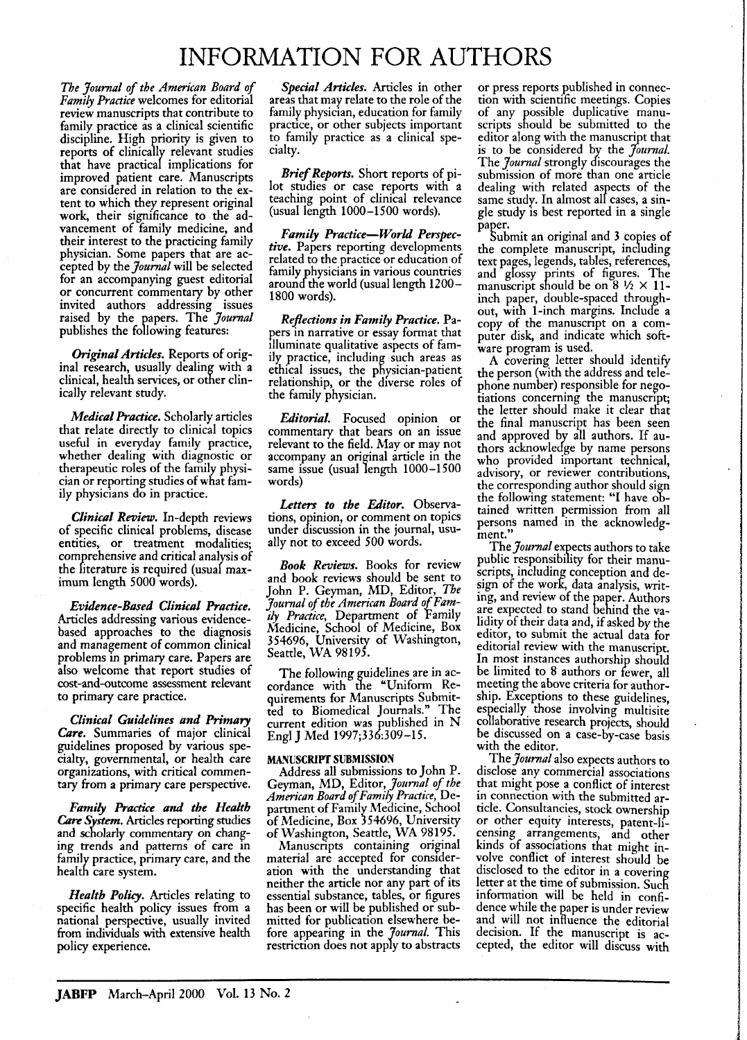# INFORMATION FOR AUTHORS

*The Journal of the American Board of Family Practice* welcomes for editorial review manuscripts that contribute to family practice as a clinical scientific discipline. High priority is given to reports of clinically relevant studies that have practical implications for improved patient care. Manuscripts are considered in relation to the extent to which they represent original work, their significance to the advancement of family medicine, and their interest to the practicing family physician. Some papers that are accepted by the *Journal* will be selected for an accompanying guest editorial or concurrent commentary by other invited authors addressing issues raised by the papers. The *Journal* publishes the following features:

***Original Articles.*** Reports of original research, usually dealing with a clinical, health services, or other clinically relevant study.

***Medical Practice.*** Scholarly articles that relate directly to clinical topics useful in everyday family practice, whether dealing with diagnostic or therapeutic roles of the family physician or reporting studies of what family physicians do in practice.

***Clinical Review.*** In-depth reviews of specific clinical problems, disease entities, or treatment modalities; comprehensive and critical analysis of the literature is required (usual maximum length 5000 words).

***Evidence-Based Clinical Practice.*** Articles addressing various evidence-based approaches to the diagnosis and management of common clinical problems in primary care. Papers are also welcome that report studies of cost-and-outcome assessment relevant to primary care practice.

***Clinical Guidelines and Primary Care.*** Summaries of major clinical guidelines proposed by various specialty, governmental, or health care organizations, with critical commentary from a primary care perspective.

***Family Practice and the Health Care System.*** Articles reporting studies and scholarly commentary on changing trends and patterns of care in family practice, primary care, and the health care system.

***Health Policy.*** Articles relating to specific health policy issues from a national perspective, usually invited from individuals with extensive health policy experience.

***Special Articles.*** Articles in other areas that may relate to the role of the family physician, education for family practice, or other subjects important to family practice as a clinical specialty.

***Brief Reports.*** Short reports of pilot studies or case reports with a teaching point of clinical relevance (usual length 1000–1500 words).

***Family Practice—World Perspective.*** Papers reporting developments related to the practice or education of family physicians in various countries around the world (usual length 1200–1800 words).

***Reflections in Family Practice.*** Papers in narrative or essay format that illuminate qualitative aspects of family practice, including such areas as ethical issues, the physician-patient relationship, or the diverse roles of the family physician.

***Editorial.*** Focused opinion or commentary that bears on an issue relevant to the field. May or may not accompany an original article in the same issue (usual length 1000–1500 words)

***Letters to the Editor.*** Observations, opinion, or comment on topics under discussion in the journal, usually not to exceed 500 words.

***Book Reviews.*** Books for review and book reviews should be sent to John P. Geyman, MD, Editor, *The Journal of the American Board of Family Practice*, Department of Family Medicine, School of Medicine, Box 354696, University of Washington, Seattle, WA 98195.

The following guidelines are in accordance with the "Uniform Requirements for Manuscripts Submitted to Biomedical Journals." The current edition was published in N Engl J Med 1997;336:309–15.

## MANUSCRIPT SUBMISSION

Address all submissions to John P. Geyman, MD, Editor, *Journal of the American Board of Family Practice*, Department of Family Medicine, School of Medicine, Box 354696, University of Washington, Seattle, WA 98195.

Manuscripts containing original material are accepted for consideration with the understanding that neither the article nor any part of its essential substance, tables, or figures has been or will be published or submitted for publication elsewhere before appearing in the *Journal*. This restriction does not apply to abstracts or press reports published in connection with scientific meetings. Copies of any possible duplicative manuscripts should be submitted to the editor along with the manuscript that is to be considered by the *Journal*. The *Journal* strongly discourages the submission of more than one article dealing with related aspects of the same study. In almost all cases, a single study is best reported in a single paper.

Submit an original and 3 copies of the complete manuscript, including text pages, legends, tables, references, and glossy prints of figures. The manuscript should be on 8 ½ × 11-inch paper, double-spaced throughout, with 1-inch margins. Include a copy of the manuscript on a computer disk, and indicate which software program is used.

A covering letter should identify the person (with the address and telephone number) responsible for negotiations concerning the manuscript; the letter should make it clear that the final manuscript has been seen and approved by all authors. If authors acknowledge by name persons who provided important technical, advisory, or reviewer contributions, the corresponding author should sign the following statement: "I have obtained written permission from all persons named in the acknowledgment."

The *Journal* expects authors to take public responsibility for their manuscripts, including conception and design of the work, data analysis, writing, and review of the paper. Authors are expected to stand behind the validity of their data and, if asked by the editor, to submit the actual data for editorial review with the manuscript. In most instances authorship should be limited to 8 authors or fewer, all meeting the above criteria for authorship. Exceptions to these guidelines, especially those involving multisite collaborative research projects, should be discussed on a case-by-case basis with the editor.

The *Journal* also expects authors to disclose any commercial associations that might pose a conflict of interest in connection with the submitted article. Consultancies, stock ownership or other equity interests, patent-licensing arrangements, and other kinds of associations that might involve conflict of interest should be disclosed to the editor in a covering letter at the time of submission. Such information will be held in confidence while the paper is under review and will not influence the editorial decision. If the manuscript is accepted, the editor will discuss with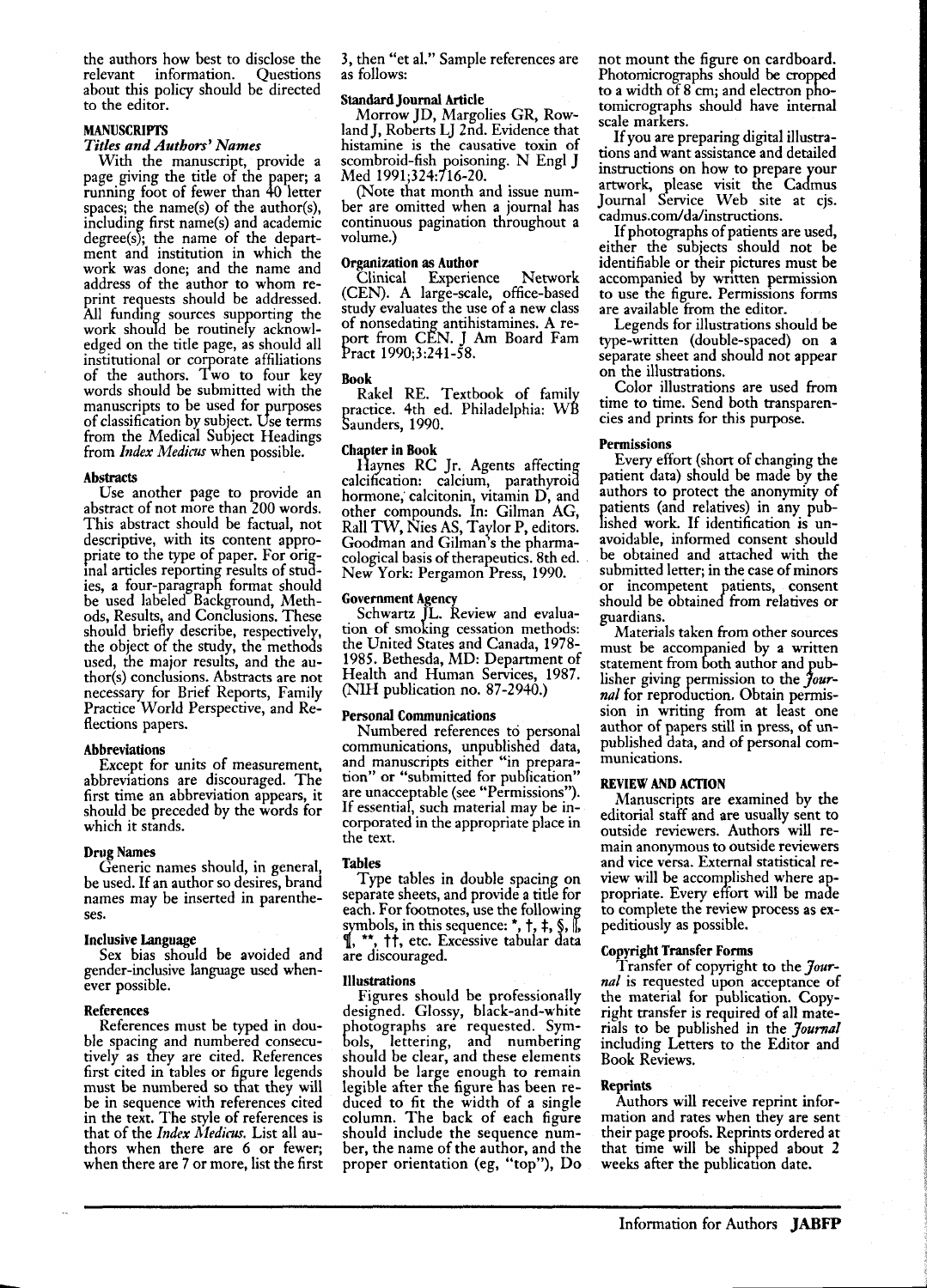the authors how best to disclose the relevant information. Questions about this policy should be directed to the editor.

## MANUSCRIPTS

### *Titles and Authors' Names*

With the manuscript, provide a page giving the title of the paper; a running foot of fewer than 40 letter spaces; the name(s) of the author(s), including first name(s) and academic degree(s); the name of the department and institution in which the work was done; and the name and address of the author to whom reprint requests should be addressed. All funding sources supporting the work should be routinely acknowledged on the title page, as should all institutional or corporate affiliations of the authors. Two to four key words should be submitted with the manuscripts to be used for purposes of classification by subject. Use terms from the Medical Subject Headings from *Index Medicus* when possible.

### Abstracts

Use another page to provide an abstract of not more than 200 words. This abstract should be factual, not descriptive, with its content appropriate to the type of paper. For original articles reporting results of studies, a four-paragraph format should be used labeled Background, Methods, Results, and Conclusions. These should briefly describe, respectively, the object of the study, the methods used, the major results, and the author(s) conclusions. Abstracts are not necessary for Brief Reports, Family Practice World Perspective, and Reflections papers.

### Abbreviations

Except for units of measurement, abbreviations are discouraged. The first time an abbreviation appears, it should be preceded by the words for which it stands.

### Drug Names

Generic names should, in general, be used. If an author so desires, brand names may be inserted in parentheses.

### Inclusive Language

Sex bias should be avoided and gender-inclusive language used whenever possible.

### References

References must be typed in double spacing and numbered consecutively as they are cited. References first cited in tables or figure legends must be numbered so that they will be in sequence with references cited in the text. The style of references is that of the *Index Medicus*. List all authors when there are 6 or fewer; when there are 7 or more, list the first 3, then "et al." Sample references are as follows:

#### Standard Journal Article

Morrow JD, Margolies GR, Rowland J, Roberts LJ 2nd. Evidence that histamine is the causative toxin of scombroid-fish poisoning. N Engl J Med 1991;324:716-20.

(Note that month and issue number are omitted when a journal has continuous pagination throughout a volume.)

#### Organization as Author

Clinical Experience Network (CEN). A large-scale, office-based study evaluates the use of a new class of nonsedating antihistamines. A report from CEN. J Am Board Fam Pract 1990;3:241-58.

#### Book

Rakel RE. Textbook of family practice. 4th ed. Philadelphia: WB Saunders, 1990.

#### Chapter in Book

Haynes RC Jr. Agents affecting calcification: calcium, parathyroid hormone, calcitonin, vitamin D, and other compounds. In: Gilman AG, Rall TW, Nies AS, Taylor P, editors. Goodman and Gilman's the pharmacological basis of therapeutics. 8th ed. New York: Pergamon Press, 1990.

#### Government Agency

Schwartz JL. Review and evaluation of smoking cessation methods: the United States and Canada, 1978-1985. Bethesda, MD: Department of Health and Human Services, 1987. (NIH publication no. 87-2940.)

#### Personal Communications

Numbered references to personal communications, unpublished data, and manuscripts either "in preparation" or "submitted for publication" are unacceptable (see "Permissions"). If essential, such material may be incorporated in the appropriate place in the text.

### Tables

Type tables in double spacing on separate sheets, and provide a title for each. For footnotes, use the following symbols, in this sequence: *, †, ‡, §, ‖, ¶, **, ††, etc. Excessive tabular data are discouraged.

### Illustrations

Figures should be professionally designed. Glossy, black-and-white photographs are requested. Symbols, lettering, and numbering should be clear, and these elements should be large enough to remain legible after the figure has been reduced to fit the width of a single column. The back of each figure should include the sequence number, the name of the author, and the proper orientation (eg, "top"). Do not mount the figure on cardboard. Photomicrographs should be cropped to a width of 8 cm; and electron photomicrographs should have internal scale markers.

If you are preparing digital illustrations and want assistance and detailed instructions on how to prepare your artwork, please visit the Cadmus Journal Service Web site at cjs.cadmus.com/da/instructions.

If photographs of patients are used, either the subjects should not be identifiable or their pictures must be accompanied by written permission to use the figure. Permissions forms are available from the editor.

Legends for illustrations should be type-written (double-spaced) on a separate sheet and should not appear on the illustrations.

Color illustrations are used from time to time. Send both transparencies and prints for this purpose.

### Permissions

Every effort (short of changing the patient data) should be made by the authors to protect the anonymity of patients (and relatives) in any published work. If identification is unavoidable, informed consent should be obtained and attached with the submitted letter; in the case of minors or incompetent patients, consent should be obtained from relatives or guardians.

Materials taken from other sources must be accompanied by a written statement from both author and publisher giving permission to the *Journal* for reproduction. Obtain permission in writing from at least one author of papers still in press, of unpublished data, and of personal communications.

## REVIEW AND ACTION

Manuscripts are examined by the editorial staff and are usually sent to outside reviewers. Authors will remain anonymous to outside reviewers and vice versa. External statistical review will be accomplished where appropriate. Every effort will be made to complete the review process as expeditiously as possible.

### Copyright Transfer Forms

Transfer of copyright to the *Journal* is requested upon acceptance of the material for publication. Copyright transfer is required of all materials to be published in the *Journal* including Letters to the Editor and Book Reviews.

### Reprints

Authors will receive reprint information and rates when they are sent their page proofs. Reprints ordered at that time will be shipped about 2 weeks after the publication date.